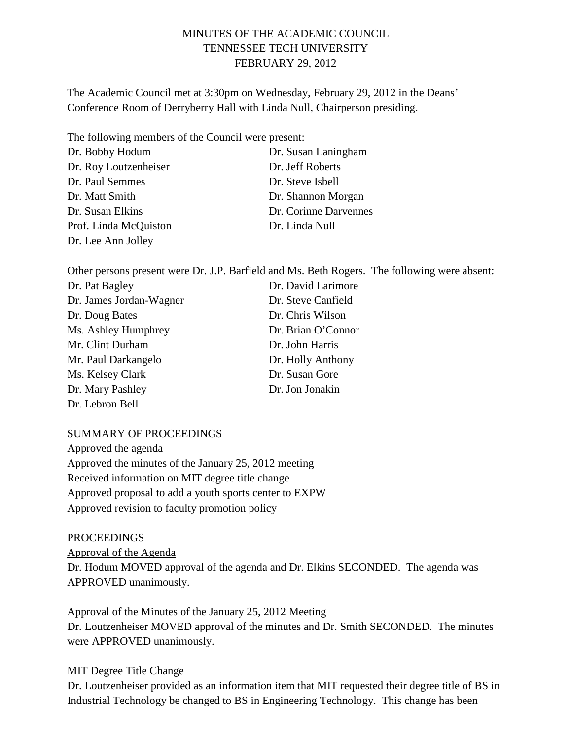# MINUTES OF THE ACADEMIC COUNCIL
## TENNESSEE TECH UNIVERSITY
## FEBRUARY 29, 2012

The Academic Council met at 3:30pm on Wednesday, February 29, 2012 in the Deans' Conference Room of Derryberry Hall with Linda Null, Chairperson presiding.

The following members of the Council were present:

Dr. Bobby Hodum
Dr. Roy Loutzenheiser
Dr. Paul Semmes
Dr. Matt Smith
Dr. Susan Elkins
Prof. Linda McQuiston
Dr. Lee Ann Jolley
Dr. Susan Laningham
Dr. Jeff Roberts
Dr. Steve Isbell
Dr. Shannon Morgan
Dr. Corinne Darvennes
Dr. Linda Null

Other persons present were Dr. J.P. Barfield and Ms. Beth Rogers. The following were absent:

Dr. Pat Bagley
Dr. James Jordan-Wagner
Dr. Doug Bates
Ms. Ashley Humphrey
Mr. Clint Durham
Mr. Paul Darkangelo
Ms. Kelsey Clark
Dr. Mary Pashley
Dr. Lebron Bell
Dr. David Larimore
Dr. Steve Canfield
Dr. Chris Wilson
Dr. Brian O'Connor
Dr. John Harris
Dr. Holly Anthony
Dr. Susan Gore
Dr. Jon Jonakin

SUMMARY OF PROCEEDINGS

Approved the agenda
Approved the minutes of the January 25, 2012 meeting
Received information on MIT degree title change
Approved proposal to add a youth sports center to EXPW
Approved revision to faculty promotion policy

PROCEEDINGS

Approval of the Agenda

Dr. Hodum MOVED approval of the agenda and Dr. Elkins SECONDED. The agenda was APPROVED unanimously.

Approval of the Minutes of the January 25, 2012 Meeting

Dr. Loutzenheiser MOVED approval of the minutes and Dr. Smith SECONDED. The minutes were APPROVED unanimously.

MIT Degree Title Change

Dr. Loutzenheiser provided as an information item that MIT requested their degree title of BS in Industrial Technology be changed to BS in Engineering Technology. This change has been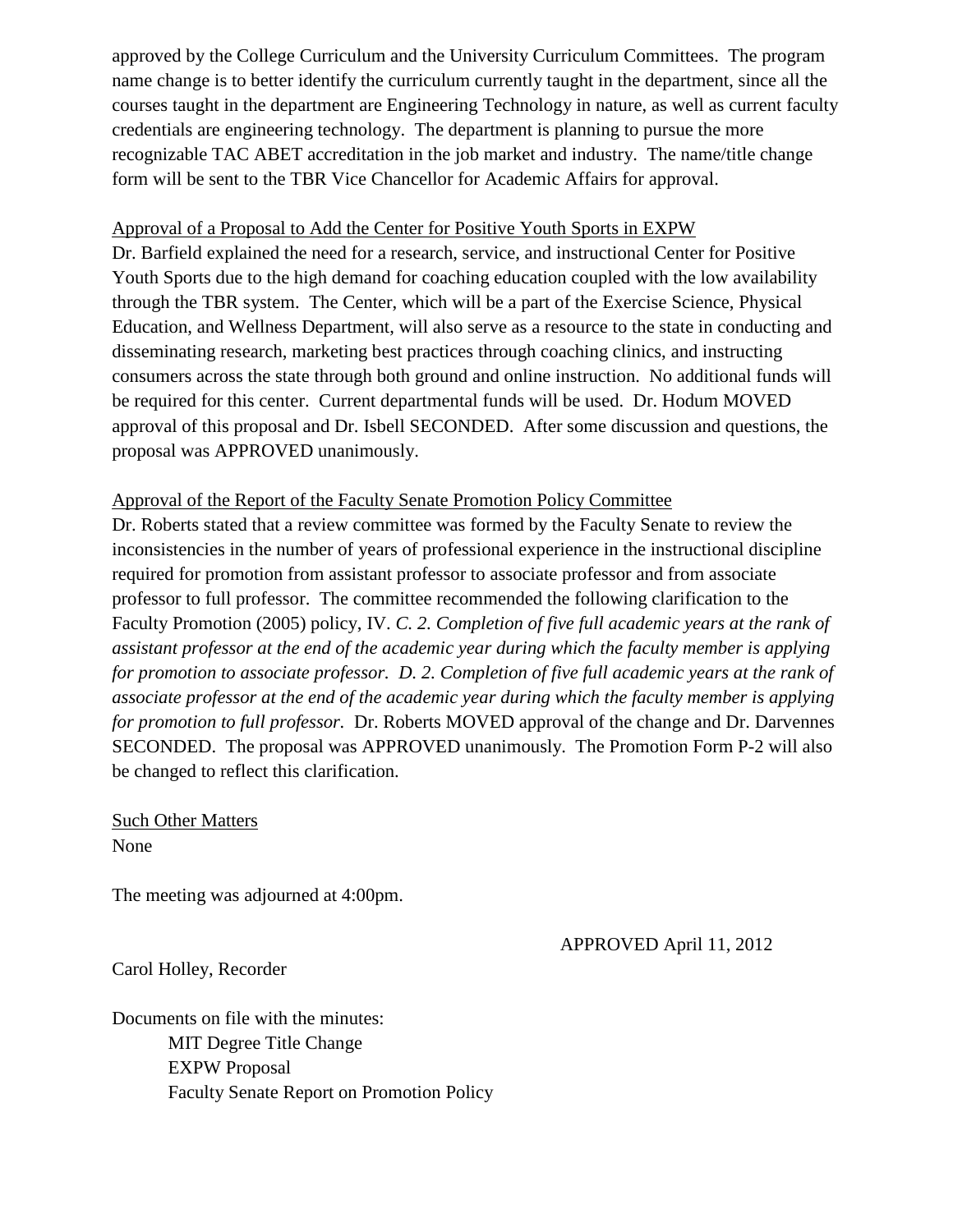approved by the College Curriculum and the University Curriculum Committees. The program name change is to better identify the curriculum currently taught in the department, since all the courses taught in the department are Engineering Technology in nature, as well as current faculty credentials are engineering technology. The department is planning to pursue the more recognizable TAC ABET accreditation in the job market and industry. The name/title change form will be sent to the TBR Vice Chancellor for Academic Affairs for approval.

Approval of a Proposal to Add the Center for Positive Youth Sports in EXPW

Dr. Barfield explained the need for a research, service, and instructional Center for Positive Youth Sports due to the high demand for coaching education coupled with the low availability through the TBR system. The Center, which will be a part of the Exercise Science, Physical Education, and Wellness Department, will also serve as a resource to the state in conducting and disseminating research, marketing best practices through coaching clinics, and instructing consumers across the state through both ground and online instruction. No additional funds will be required for this center. Current departmental funds will be used. Dr. Hodum MOVED approval of this proposal and Dr. Isbell SECONDED. After some discussion and questions, the proposal was APPROVED unanimously.

Approval of the Report of the Faculty Senate Promotion Policy Committee

Dr. Roberts stated that a review committee was formed by the Faculty Senate to review the inconsistencies in the number of years of professional experience in the instructional discipline required for promotion from assistant professor to associate professor and from associate professor to full professor. The committee recommended the following clarification to the Faculty Promotion (2005) policy, IV. *C. 2. Completion of five full academic years at the rank of assistant professor at the end of the academic year during which the faculty member is applying for promotion to associate professor. D. 2. Completion of five full academic years at the rank of associate professor at the end of the academic year during which the faculty member is applying for promotion to full professor.* Dr. Roberts MOVED approval of the change and Dr. Darvennes SECONDED. The proposal was APPROVED unanimously. The Promotion Form P-2 will also be changed to reflect this clarification.

Such Other Matters

None

The meeting was adjourned at 4:00pm.

APPROVED April 11, 2012

Carol Holley, Recorder

Documents on file with the minutes:

- MIT Degree Title Change
- EXPW Proposal
- Faculty Senate Report on Promotion Policy